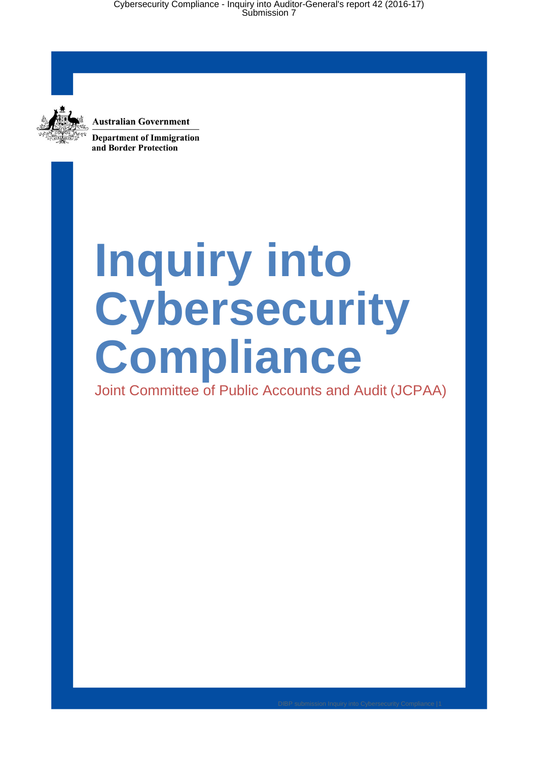Australian Government

Department of Immigration and Border Protection

# Inquiry into Cybersecurity Compliance

Joint Committee of Public Accounts and Audit (JCPAA)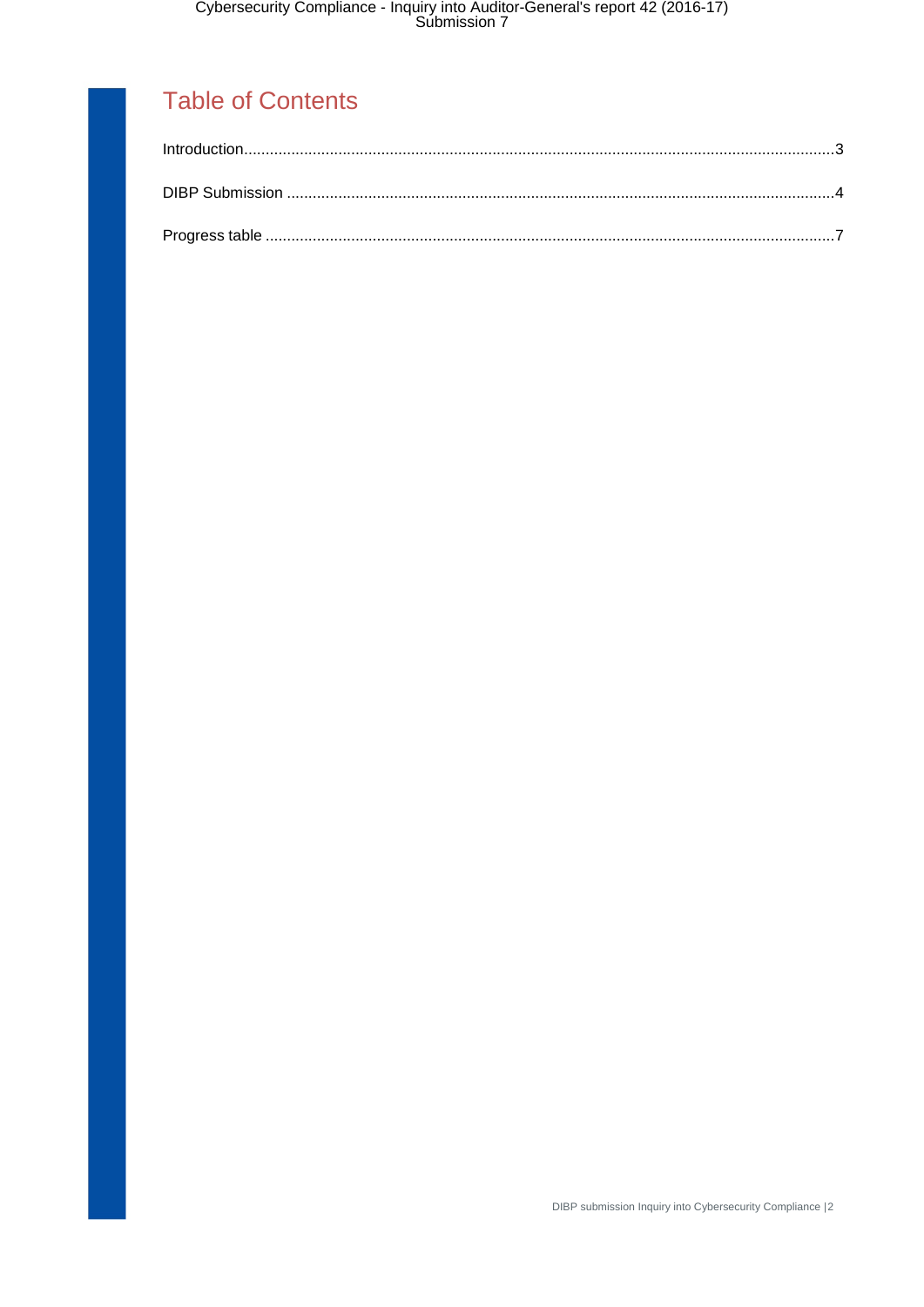# Table of Contents

Introduction......................................................................................................................................3

DIBP Submission ..............................................................................................................................4

Progress table ....................................................................................................................................7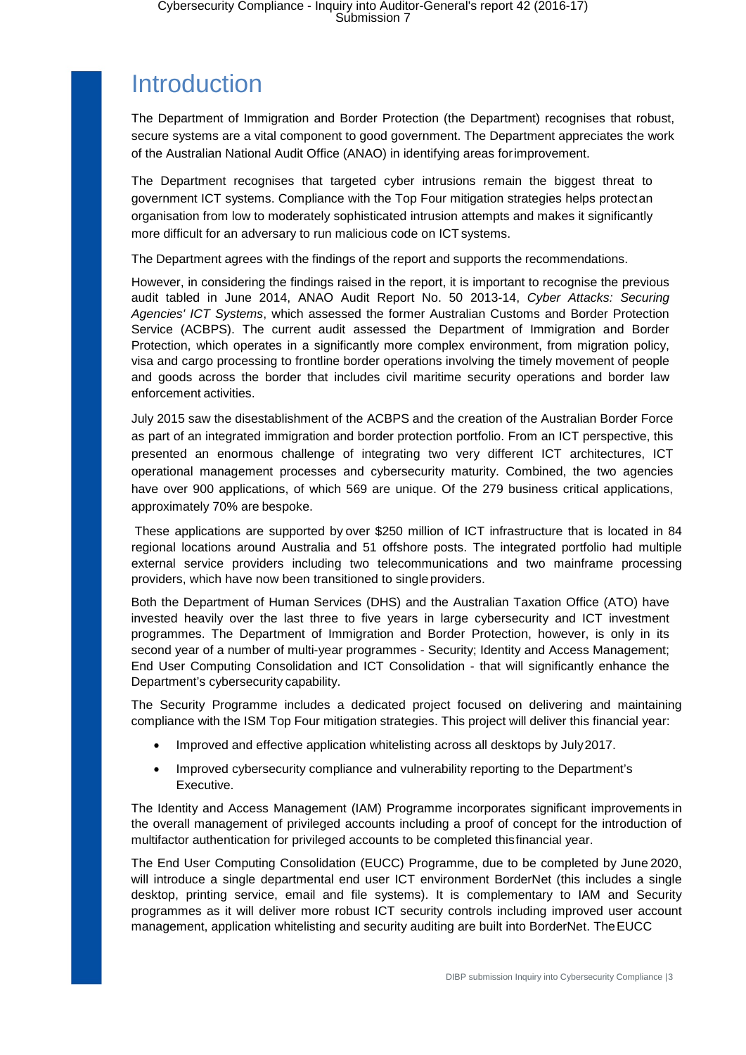# Introduction

The Department of Immigration and Border Protection (the Department) recognises that robust, secure systems are a vital component to good government. The Department appreciates the work of the Australian National Audit Office (ANAO) in identifying areas for improvement.

The Department recognises that targeted cyber intrusions remain the biggest threat to government ICT systems. Compliance with the Top Four mitigation strategies helps protect an organisation from low to moderately sophisticated intrusion attempts and makes it significantly more difficult for an adversary to run malicious code on ICT systems.

The Department agrees with the findings of the report and supports the recommendations.

However, in considering the findings raised in the report, it is important to recognise the previous audit tabled in June 2014, ANAO Audit Report No. 50 2013-14, *Cyber Attacks: Securing Agencies' ICT Systems*, which assessed the former Australian Customs and Border Protection Service (ACBPS). The current audit assessed the Department of Immigration and Border Protection, which operates in a significantly more complex environment, from migration policy, visa and cargo processing to frontline border operations involving the timely movement of people and goods across the border that includes civil maritime security operations and border law enforcement activities.

July 2015 saw the disestablishment of the ACBPS and the creation of the Australian Border Force as part of an integrated immigration and border protection portfolio. From an ICT perspective, this presented an enormous challenge of integrating two very different ICT architectures, ICT operational management processes and cybersecurity maturity. Combined, the two agencies have over 900 applications, of which 569 are unique. Of the 279 business critical applications, approximately 70% are bespoke.

These applications are supported by over $250 million of ICT infrastructure that is located in 84 regional locations around Australia and 51 offshore posts. The integrated portfolio had multiple external service providers including two telecommunications and two mainframe processing providers, which have now been transitioned to single providers.

Both the Department of Human Services (DHS) and the Australian Taxation Office (ATO) have invested heavily over the last three to five years in large cybersecurity and ICT investment programmes. The Department of Immigration and Border Protection, however, is only in its second year of a number of multi-year programmes - Security; Identity and Access Management; End User Computing Consolidation and ICT Consolidation - that will significantly enhance the Department's cybersecurity capability.

The Security Programme includes a dedicated project focused on delivering and maintaining compliance with the ISM Top Four mitigation strategies. This project will deliver this financial year:

- Improved and effective application whitelisting across all desktops by July 2017.
- Improved cybersecurity compliance and vulnerability reporting to the Department's Executive.

The Identity and Access Management (IAM) Programme incorporates significant improvements in the overall management of privileged accounts including a proof of concept for the introduction of multifactor authentication for privileged accounts to be completed this financial year.

The End User Computing Consolidation (EUCC) Programme, due to be completed by June 2020, will introduce a single departmental end user ICT environment BorderNet (this includes a single desktop, printing service, email and file systems). It is complementary to IAM and Security programmes as it will deliver more robust ICT security controls including improved user account management, application whitelisting and security auditing are built into BorderNet. The EUCC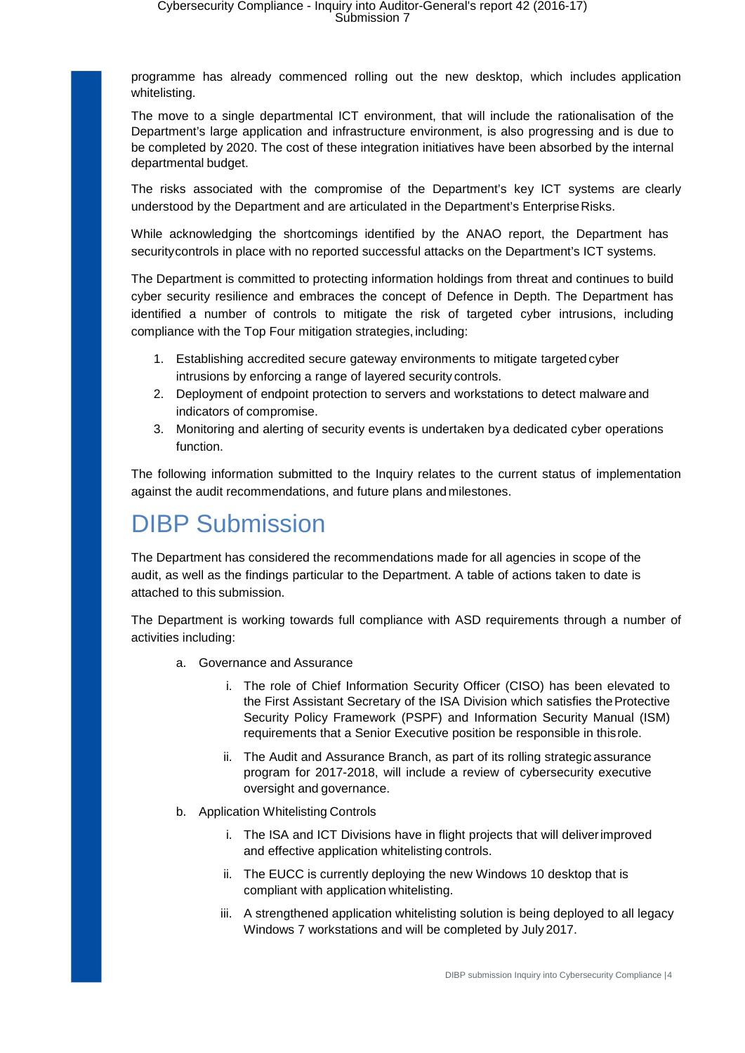programme has already commenced rolling out the new desktop, which includes application whitelisting.

The move to a single departmental ICT environment, that will include the rationalisation of the Department's large application and infrastructure environment, is also progressing and is due to be completed by 2020. The cost of these integration initiatives have been absorbed by the internal departmental budget.

The risks associated with the compromise of the Department's key ICT systems are clearly understood by the Department and are articulated in the Department's Enterprise Risks.

While acknowledging the shortcomings identified by the ANAO report, the Department has security controls in place with no reported successful attacks on the Department's ICT systems.

The Department is committed to protecting information holdings from threat and continues to build cyber security resilience and embraces the concept of Defence in Depth. The Department has identified a number of controls to mitigate the risk of targeted cyber intrusions, including compliance with the Top Four mitigation strategies, including:

1. Establishing accredited secure gateway environments to mitigate targeted cyber intrusions by enforcing a range of layered security controls.
2. Deployment of endpoint protection to servers and workstations to detect malware and indicators of compromise.
3. Monitoring and alerting of security events is undertaken by a dedicated cyber operations function.

The following information submitted to the Inquiry relates to the current status of implementation against the audit recommendations, and future plans and milestones.

# DIBP Submission

The Department has considered the recommendations made for all agencies in scope of the audit, as well as the findings particular to the Department. A table of actions taken to date is attached to this submission.

The Department is working towards full compliance with ASD requirements through a number of activities including:

a. Governance and Assurance

    i. The role of Chief Information Security Officer (CISO) has been elevated to the First Assistant Secretary of the ISA Division which satisfies the Protective Security Policy Framework (PSPF) and Information Security Manual (ISM) requirements that a Senior Executive position be responsible in this role.

    ii. The Audit and Assurance Branch, as part of its rolling strategic assurance program for 2017-2018, will include a review of cybersecurity executive oversight and governance.

b. Application Whitelisting Controls

    i. The ISA and ICT Divisions have in flight projects that will deliver improved and effective application whitelisting controls.

    ii. The EUCC is currently deploying the new Windows 10 desktop that is compliant with application whitelisting.

    iii. A strengthened application whitelisting solution is being deployed to all legacy Windows 7 workstations and will be completed by July 2017.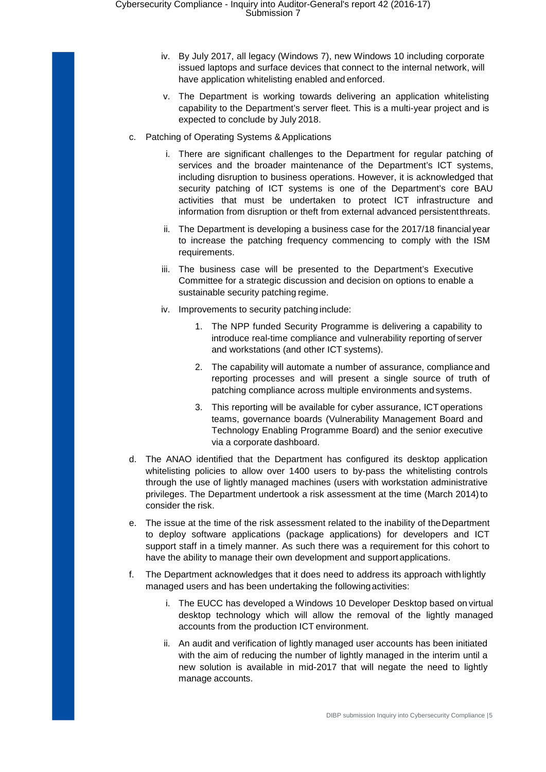iv. By July 2017, all legacy (Windows 7), new Windows 10 including corporate issued laptops and surface devices that connect to the internal network, will have application whitelisting enabled and enforced.

   v. The Department is working towards delivering an application whitelisting capability to the Department's server fleet. This is a multi-year project and is expected to conclude by July 2018.

c. Patching of Operating Systems & Applications

   i. There are significant challenges to the Department for regular patching of services and the broader maintenance of the Department's ICT systems, including disruption to business operations. However, it is acknowledged that security patching of ICT systems is one of the Department's core BAU activities that must be undertaken to protect ICT infrastructure and information from disruption or theft from external advanced persistent threats.

   ii. The Department is developing a business case for the 2017/18 financial year to increase the patching frequency commencing to comply with the ISM requirements.

   iii. The business case will be presented to the Department's Executive Committee for a strategic discussion and decision on options to enable a sustainable security patching regime.

   iv. Improvements to security patching include:

      1. The NPP funded Security Programme is delivering a capability to introduce real-time compliance and vulnerability reporting of server and workstations (and other ICT systems).

      2. The capability will automate a number of assurance, compliance and reporting processes and will present a single source of truth of patching compliance across multiple environments and systems.

      3. This reporting will be available for cyber assurance, ICT operations teams, governance boards (Vulnerability Management Board and Technology Enabling Programme Board) and the senior executive via a corporate dashboard.

d. The ANAO identified that the Department has configured its desktop application whitelisting policies to allow over 1400 users to by-pass the whitelisting controls through the use of lightly managed machines (users with workstation administrative privileges. The Department undertook a risk assessment at the time (March 2014) to consider the risk.

e. The issue at the time of the risk assessment related to the inability of the Department to deploy software applications (package applications) for developers and ICT support staff in a timely manner. As such there was a requirement for this cohort to have the ability to manage their own development and support applications.

f. The Department acknowledges that it does need to address its approach with lightly managed users and has been undertaking the following activities:

   i. The EUCC has developed a Windows 10 Developer Desktop based on virtual desktop technology which will allow the removal of the lightly managed accounts from the production ICT environment.

   ii. An audit and verification of lightly managed user accounts has been initiated with the aim of reducing the number of lightly managed in the interim until a new solution is available in mid-2017 that will negate the need to lightly manage accounts.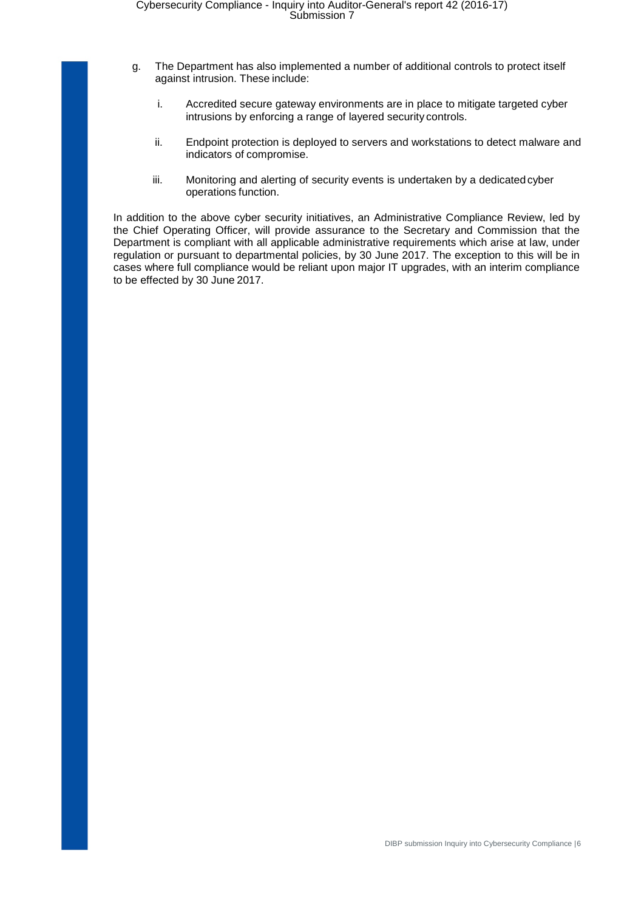g. The Department has also implemented a number of additional controls to protect itself against intrusion. These include:

    i. Accredited secure gateway environments are in place to mitigate targeted cyber intrusions by enforcing a range of layered security controls.

    ii. Endpoint protection is deployed to servers and workstations to detect malware and indicators of compromise.

    iii. Monitoring and alerting of security events is undertaken by a dedicated cyber operations function.

In addition to the above cyber security initiatives, an Administrative Compliance Review, led by the Chief Operating Officer, will provide assurance to the Secretary and Commission that the Department is compliant with all applicable administrative requirements which arise at law, under regulation or pursuant to departmental policies, by 30 June 2017. The exception to this will be in cases where full compliance would be reliant upon major IT upgrades, with an interim compliance to be effected by 30 June 2017.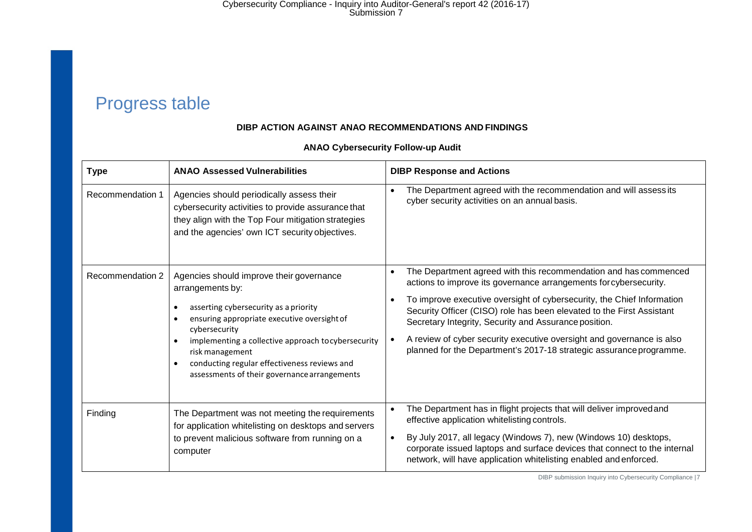# Progress table

**DIBP ACTION AGAINST ANAO RECOMMENDATIONS AND FINDINGS**

**ANAO Cybersecurity Follow-up Audit**

| Type | ANAO Assessed Vulnerabilities | DIBP Response and Actions |
|---|---|---|
| Recommendation 1 | Agencies should periodically assess their cybersecurity activities to provide assurance that they align with the Top Four mitigation strategies and the agencies' own ICT security objectives. | • The Department agreed with the recommendation and will assess its cyber security activities on an annual basis. |
| Recommendation 2 | Agencies should improve their governance arrangements by:<br>• asserting cybersecurity as a priority<br>• ensuring appropriate executive oversight of cybersecurity<br>• implementing a collective approach to cybersecurity risk management<br>• conducting regular effectiveness reviews and assessments of their governance arrangements | • The Department agreed with this recommendation and has commenced actions to improve its governance arrangements for cybersecurity.<br>• To improve executive oversight of cybersecurity, the Chief Information Security Officer (CISO) role has been elevated to the First Assistant Secretary Integrity, Security and Assurance position.<br>• A review of cyber security executive oversight and governance is also planned for the Department's 2017-18 strategic assurance programme. |
| Finding | The Department was not meeting the requirements for application whitelisting on desktops and servers to prevent malicious software from running on a computer | • The Department has in flight projects that will deliver improved and effective application whitelisting controls.<br>• By July 2017, all legacy (Windows 7), new (Windows 10) desktops, corporate issued laptops and surface devices that connect to the internal network, will have application whitelisting enabled and enforced. |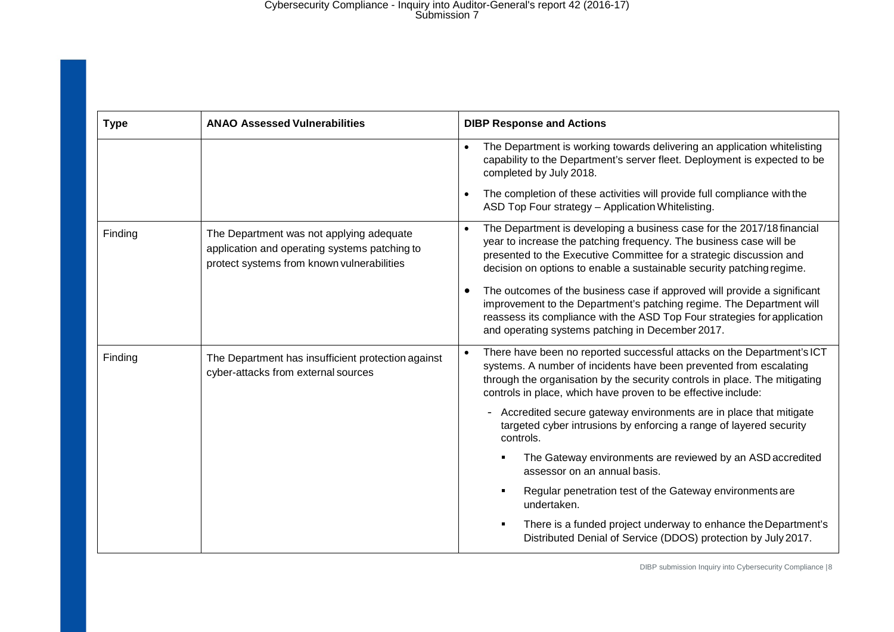| Type | ANAO Assessed Vulnerabilities | DIBP Response and Actions |
|---|---|---|
| | | • The Department is working towards delivering an application whitelisting capability to the Department's server fleet. Deployment is expected to be completed by July 2018.<br>• The completion of these activities will provide full compliance with the ASD Top Four strategy – Application Whitelisting. |
| Finding | The Department was not applying adequate application and operating systems patching to protect systems from known vulnerabilities | • The Department is developing a business case for the 2017/18 financial year to increase the patching frequency. The business case will be presented to the Executive Committee for a strategic discussion and decision on options to enable a sustainable security patching regime.<br>• The outcomes of the business case if approved will provide a significant improvement to the Department's patching regime. The Department will reassess its compliance with the ASD Top Four strategies for application and operating systems patching in December 2017. |
| Finding | The Department has insufficient protection against cyber-attacks from external sources | • There have been no reported successful attacks on the Department's ICT systems. A number of incidents have been prevented from escalating through the organisation by the security controls in place. The mitigating controls in place, which have proven to be effective include:<br>- Accredited secure gateway environments are in place that mitigate targeted cyber intrusions by enforcing a range of layered security controls.<br>▪ The Gateway environments are reviewed by an ASD accredited assessor on an annual basis.<br>▪ Regular penetration test of the Gateway environments are undertaken.<br>▪ There is a funded project underway to enhance the Department's Distributed Denial of Service (DDOS) protection by July 2017. |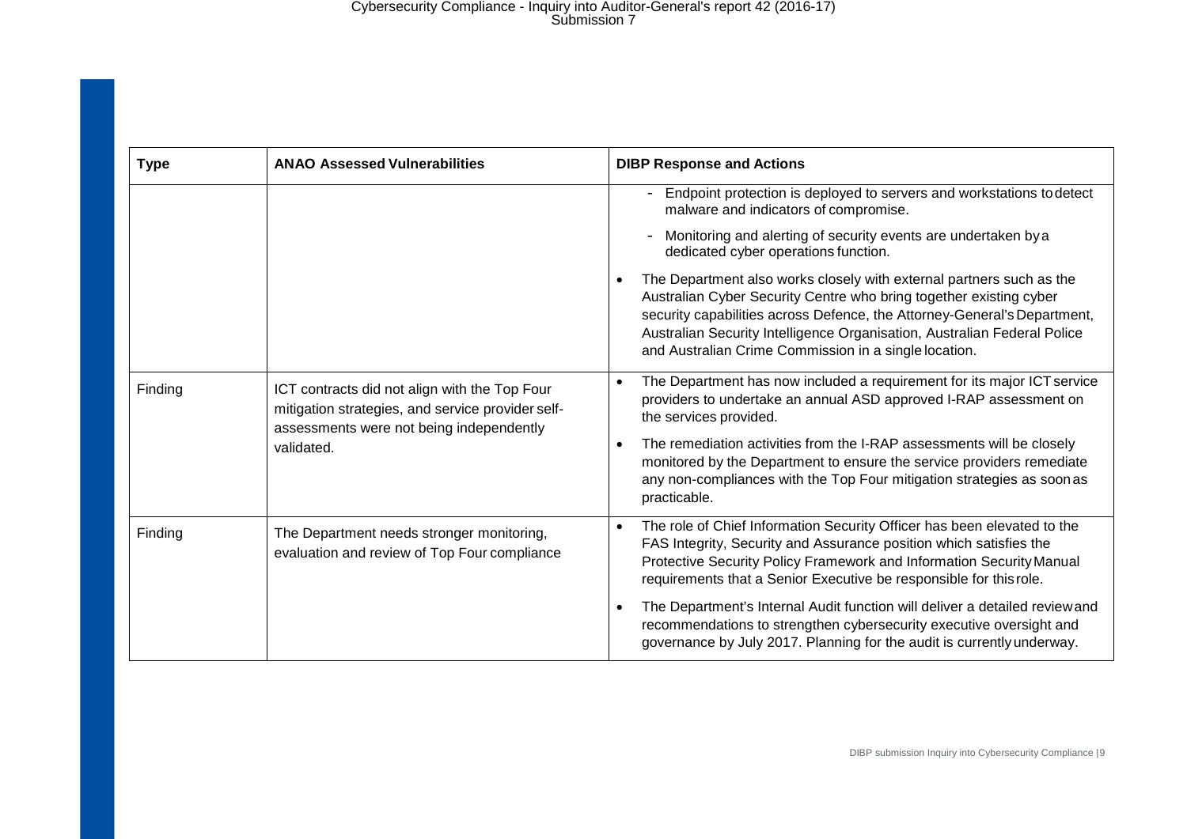| Type | ANAO Assessed Vulnerabilities | DIBP Response and Actions |
|---|---|---|
| | | - Endpoint protection is deployed to servers and workstations to detect malware and indicators of compromise.<br>- Monitoring and alerting of security events are undertaken by a dedicated cyber operations function.<br>• The Department also works closely with external partners such as the Australian Cyber Security Centre who bring together existing cyber security capabilities across Defence, the Attorney-General's Department, Australian Security Intelligence Organisation, Australian Federal Police and Australian Crime Commission in a single location. |
| Finding | ICT contracts did not align with the Top Four mitigation strategies, and service provider self-assessments were not being independently validated. | • The Department has now included a requirement for its major ICT service providers to undertake an annual ASD approved I-RAP assessment on the services provided.<br>• The remediation activities from the I-RAP assessments will be closely monitored by the Department to ensure the service providers remediate any non-compliances with the Top Four mitigation strategies as soon as practicable. |
| Finding | The Department needs stronger monitoring, evaluation and review of Top Four compliance | • The role of Chief Information Security Officer has been elevated to the FAS Integrity, Security and Assurance position which satisfies the Protective Security Policy Framework and Information Security Manual requirements that a Senior Executive be responsible for this role.<br>• The Department's Internal Audit function will deliver a detailed review and recommendations to strengthen cybersecurity executive oversight and governance by July 2017. Planning for the audit is currently underway. |